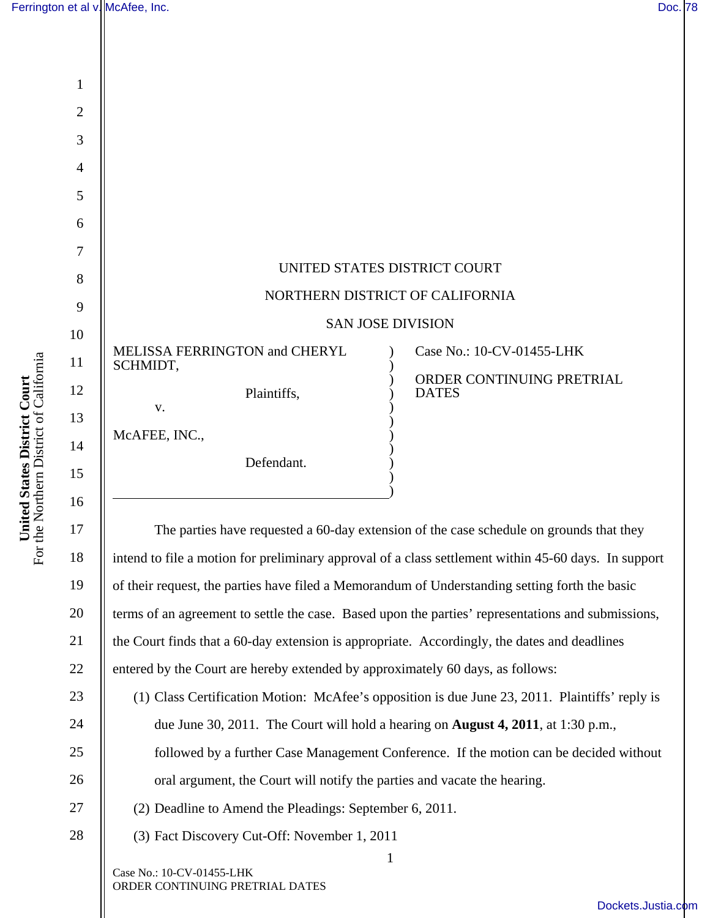UNITED STATES DISTRICT COURT

NORTHERN DISTRICT OF CALIFORNIA

SAN JOSE DIVISION

MELISSA FERRINGTON and CHERYL SCHMIDT,

Plaintiffs,

v.

McAFEE, INC.,

Defendant.

Case No.: 10-CV-01455-LHK

ORDER CONTINUING PRETRIAL DATES

The parties have requested a 60-day extension of the case schedule on grounds that they intend to file a motion for preliminary approval of a class settlement within 45-60 days. In support of their request, the parties have filed a Memorandum of Understanding setting forth the basic terms of an agreement to settle the case. Based upon the parties' representations and submissions, the Court finds that a 60-day extension is appropriate. Accordingly, the dates and deadlines entered by the Court are hereby extended by approximately 60 days, as follows:

(1) Class Certification Motion: McAfee's opposition is due June 23, 2011. Plaintiffs' reply is due June 30, 2011. The Court will hold a hearing on **August 4, 2011**, at 1:30 p.m., followed by a further Case Management Conference. If the motion can be decided without oral argument, the Court will notify the parties and vacate the hearing.

(2) Deadline to Amend the Pleadings: September 6, 2011.

(3) Fact Discovery Cut-Off: November 1, 2011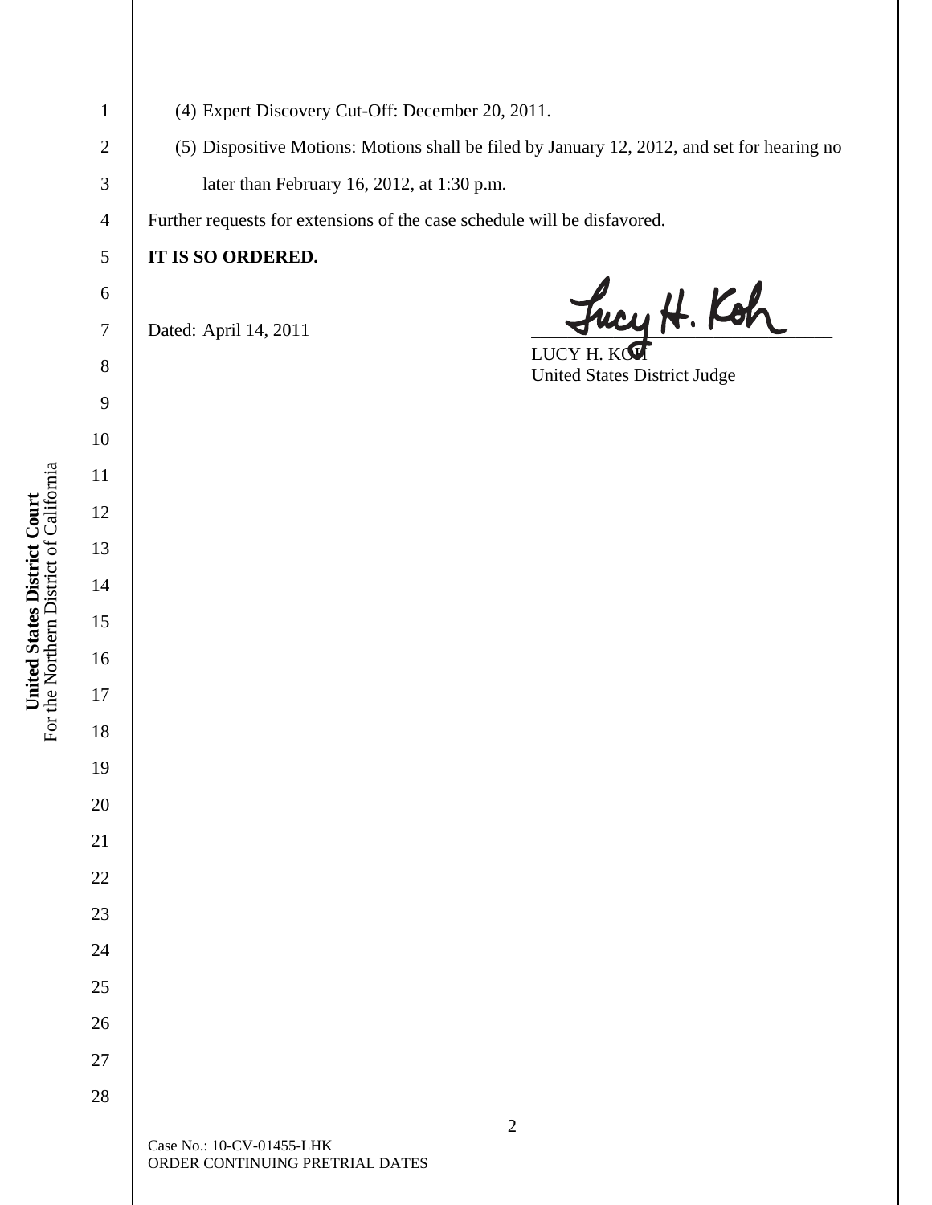(4) Expert Discovery Cut-Off: December 20, 2011.

(5) Dispositive Motions: Motions shall be filed by January 12, 2012, and set for hearing no later than February 16, 2012, at 1:30 p.m.

Further requests for extensions of the case schedule will be disfavored.

**IT IS SO ORDERED.**

Dated: April 14, 2011

LUCY H. KOH
United States District Judge

Case No.: 10-CV-01455-LHK
ORDER CONTINUING PRETRIAL DATES